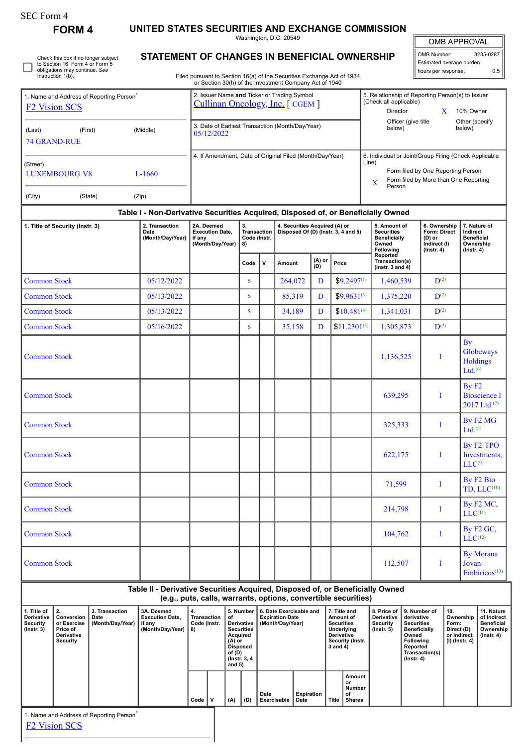SEC Form 4

# FORM 4

## UNITED STATES SECURITIES AND EXCHANGE COMMISSION

Washington, D.C. 20549

## STATEMENT OF CHANGES IN BENEFICIAL OWNERSHIP

Filed pursuant to Section 16(a) of the Securities Exchange Act of 1934 or Section 30(h) of the Investment Company Act of 1940

☐ Check this box if no longer subject to Section 16. Form 4 or Form 5 obligations may continue. *See* Instruction 1(b).

| OMB APPROVAL | |
|---|---|
| OMB Number: | 3235-0287 |
| Estimated average burden | |
| hours per response: | 0.5 |

1. Name and Address of Reporting Person*
F2 Vision SCS

(Last) (First) (Middle)
74 GRAND-RUE

(Street)
LUXEMBOURG V8 L-1660

(City) (State) (Zip)

2. Issuer Name **and** Ticker or Trading Symbol
Cullinan Oncology, Inc. [ CGEM ]

3. Date of Earliest Transaction (Month/Day/Year)
05/12/2022

4. If Amendment, Date of Original Filed (Month/Day/Year)

5. Relationship of Reporting Person(s) to Issuer (Check all applicable)
Director
X 10% Owner
Officer (give title below)
Other (specify below)

6. Individual or Joint/Group Filing (Check Applicable Line)
Form filed by One Reporting Person
X Form filed by More than One Reporting Person

### Table I - Non-Derivative Securities Acquired, Disposed of, or Beneficially Owned

| 1. Title of Security (Instr. 3) | 2. Transaction Date (Month/Day/Year) | 2A. Deemed Execution Date, if any (Month/Day/Year) | 3. Transaction Code (Instr. 8) | | 4. Securities Acquired (A) or Disposed Of (D) (Instr. 3, 4 and 5) | | | 5. Amount of Securities Beneficially Owned Following Reported Transaction(s) (Instr. 3 and 4) | 6. Ownership Form: Direct (D) or Indirect (I) (Instr. 4) | 7. Nature of Indirect Beneficial Ownership (Instr. 4) |
|---|---|---|---|---|---|---|---|---|---|---|
| | | | Code | V | Amount | (A) or (D) | Price | | | |
| Common Stock | 05/12/2022 | | S | | 264,072 | D | $9.2497[1] | 1,460,539 | D[2] | |
| Common Stock | 05/13/2022 | | S | | 85,319 | D | $9.9631[3] | 1,375,220 | D[2] | |
| Common Stock | 05/13/2022 | | S | | 34,189 | D | $10.481[4] | 1,341,031 | D[2] | |
| Common Stock | 05/16/2022 | | S | | 35,158 | D | $11.2301[5] | 1,305,873 | D[2] | |
| Common Stock | | | | | | | | 1,136,525 | I | By Globeways Holdings Ltd.[6] |
| Common Stock | | | | | | | | 639,295 | I | By F2 Bioscience I 2017 Ltd.[7] |
| Common Stock | | | | | | | | 325,333 | I | By F2 MG Ltd.[8] |
| Common Stock | | | | | | | | 622,175 | I | By F2-TPO Investments, LLC[9] |
| Common Stock | | | | | | | | 71,599 | I | By F2 Bio TD, LLC[10] |
| Common Stock | | | | | | | | 214,798 | I | By F2 MC, LLC[11] |
| Common Stock | | | | | | | | 104,762 | I | By F2 GC, LLC[12] |
| Common Stock | | | | | | | | 112,507 | I | By Morana Jovan-Embiricos[13] |

### Table II - Derivative Securities Acquired, Disposed of, or Beneficially Owned (e.g., puts, calls, warrants, options, convertible securities)

| 1. Title of Derivative Security (Instr. 3) | 2. Conversion or Exercise Price of Derivative Security | 3. Transaction Date (Month/Day/Year) | 3A. Deemed Execution Date, if any (Month/Day/Year) | 4. Transaction Code (Instr. 8) | | 5. Number of Derivative Securities Acquired (A) or Disposed of (D) (Instr. 3, 4 and 5) | | 6. Date Exercisable and Expiration Date (Month/Day/Year) | | 7. Title and Amount of Securities Underlying Derivative Security (Instr. 3 and 4) | | 8. Price of Derivative Security (Instr. 5) | 9. Number of derivative Securities Beneficially Owned Following Reported Transaction(s) (Instr. 4) | 10. Ownership Form: Direct (D) or Indirect (I) (Instr. 4) | 11. Nature of Indirect Beneficial Ownership (Instr. 4) |
|---|---|---|---|---|---|---|---|---|---|---|---|---|---|---|---|
| | | | | Code | V | (A) | (D) | Date Exercisable | Expiration Date | Title | Amount or Number of Shares | | | | |

1. Name and Address of Reporting Person*
F2 Vision SCS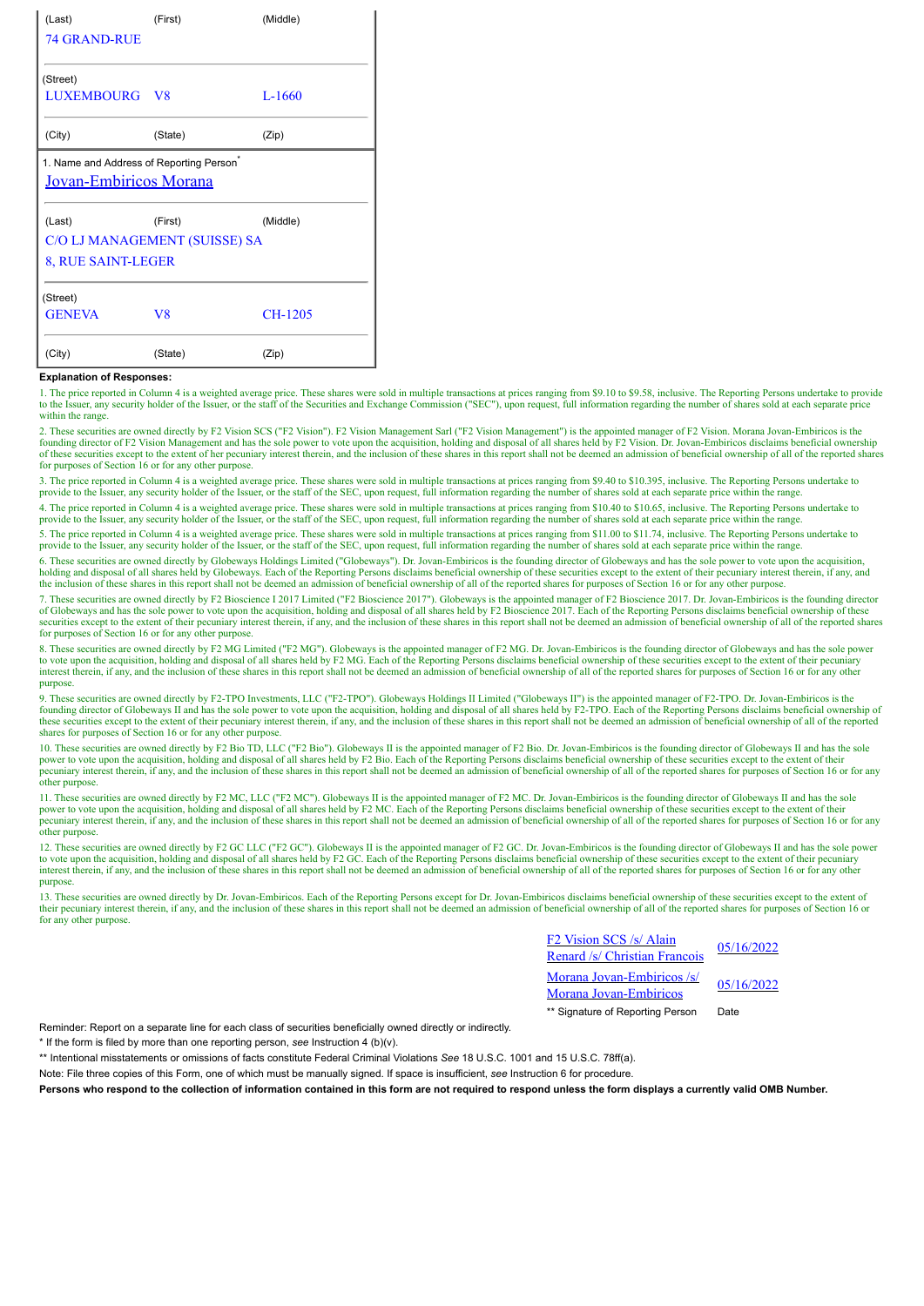| (Last) | (First) | (Middle) |
|---|---|---|
| 74 GRAND-RUE | | |
| (Street) | | |
| LUXEMBOURG | V8 | L-1660 |
| (City) | (State) | (Zip) |

1. Name and Address of Reporting Person*

Jovan-Embiricos Morana

| (Last) | (First) | (Middle) |
|---|---|---|
| C/O LJ MANAGEMENT (SUISSE) SA | | |
| 8, RUE SAINT-LEGER | | |
| (Street) | | |
| GENEVA | V8 | CH-1205 |
| (City) | (State) | (Zip) |

**Explanation of Responses:**

1. The price reported in Column 4 is a weighted average price. These shares were sold in multiple transactions at prices ranging from $9.10 to $9.58, inclusive. The Reporting Persons undertake to provide to the Issuer, any security holder of the Issuer, or the staff of the Securities and Exchange Commission ("SEC"), upon request, full information regarding the number of shares sold at each separate price within the range.

2. These securities are owned directly by F2 Vision SCS ("F2 Vision"). F2 Vision Management Sarl ("F2 Vision Management") is the appointed manager of F2 Vision. Morana Jovan-Embiricos is the founding director of F2 Vision Management and has the sole power to vote upon the acquisition, holding and disposal of all shares held by F2 Vision. Dr. Jovan-Embiricos disclaims beneficial ownership of these securities except to the extent of her pecuniary interest therein, and the inclusion of these shares in this report shall not be deemed an admission of beneficial ownership of all of the reported shares for purposes of Section 16 or for any other purpose.

3. The price reported in Column 4 is a weighted average price. These shares were sold in multiple transactions at prices ranging from $9.40 to $10.395, inclusive. The Reporting Persons undertake to provide to the Issuer, any security holder of the Issuer, or the staff of the SEC, upon request, full information regarding the number of shares sold at each separate price within the range.

4. The price reported in Column 4 is a weighted average price. These shares were sold in multiple transactions at prices ranging from $10.40 to $10.65, inclusive. The Reporting Persons undertake to provide to the Issuer, any security holder of the Issuer, or the staff of the SEC, upon request, full information regarding the number of shares sold at each separate price within the range.

5. The price reported in Column 4 is a weighted average price. These shares were sold in multiple transactions at prices ranging from $11.00 to $11.74, inclusive. The Reporting Persons undertake to provide to the Issuer, any security holder of the Issuer, or the staff of the SEC, upon request, full information regarding the number of shares sold at each separate price within the range.

6. These securities are owned directly by Globeways Holdings Limited ("Globeways"). Dr. Jovan-Embiricos is the founding director of Globeways and has the sole power to vote upon the acquisition, holding and disposal of all shares held by Globeways. Each of the Reporting Persons disclaims beneficial ownership of these securities except to the extent of their pecuniary interest therein, if any, and the inclusion of these shares in this report shall not be deemed an admission of beneficial ownership of all of the reported shares for purposes of Section 16 or for any other purpose.

7. These securities are owned directly by F2 Bioscience I 2017 Limited ("F2 Bioscience 2017"). Globeways is the appointed manager of F2 Bioscience 2017. Dr. Jovan-Embiricos is the founding director of Globeways and has the sole power to vote upon the acquisition, holding and disposal of all shares held by F2 Bioscience 2017. Each of the Reporting Persons disclaims beneficial ownership of these securities except to the extent of their pecuniary interest therein, if any, and the inclusion of these shares in this report shall not be deemed an admission of beneficial ownership of all of the reported shares for purposes of Section 16 or for any other purpose.

8. These securities are owned directly by F2 MG Limited ("F2 MG"). Globeways is the appointed manager of F2 MG. Dr. Jovan-Embiricos is the founding director of Globeways and has the sole power to vote upon the acquisition, holding and disposal of all shares held by F2 MG. Each of the Reporting Persons disclaims beneficial ownership of these securities except to the extent of their pecuniary interest therein, if any, and the inclusion of these shares in this report shall not be deemed an admission of beneficial ownership of all of the reported shares for purposes of Section 16 or for any other purpose.

9. These securities are owned directly by F2-TPO Investments, LLC ("F2-TPO"). Globeways Holdings II Limited ("Globeways II") is the appointed manager of F2-TPO. Dr. Jovan-Embiricos is the founding director of Globeways II and has the sole power to vote upon the acquisition, holding and disposal of all shares held by F2-TPO. Each of the Reporting Persons disclaims beneficial ownership of these securities except to the extent of their pecuniary interest therein, if any, and the inclusion of these shares in this report shall not be deemed an admission of beneficial ownership of all of the reported shares for purposes of Section 16 or for any other purpose.

10. These securities are owned directly by F2 Bio TD, LLC ("F2 Bio"). Globeways II is the appointed manager of F2 Bio. Dr. Jovan-Embiricos is the founding director of Globeways II and has the sole power to vote upon the acquisition, holding and disposal of all shares held by F2 Bio. Each of the Reporting Persons disclaims beneficial ownership of these securities except to the extent of their pecuniary interest therein, if any, and the inclusion of these shares in this report shall not be deemed an admission of beneficial ownership of all of the reported shares for purposes of Section 16 or for any other purpose.

11. These securities are owned directly by F2 MC, LLC ("F2 MC"). Globeways II is the appointed manager of F2 MC. Dr. Jovan-Embiricos is the founding director of Globeways II and has the sole power to vote upon the acquisition, holding and disposal of all shares held by F2 MC. Each of the Reporting Persons disclaims beneficial ownership of these securities except to the extent of their pecuniary interest therein, if any, and the inclusion of these shares in this report shall not be deemed an admission of beneficial ownership of all of the reported shares for purposes of Section 16 or for any other purpose.

12. These securities are owned directly by F2 GC LLC ("F2 GC"). Globeways II is the appointed manager of F2 GC. Dr. Jovan-Embiricos is the founding director of Globeways II and has the sole power to vote upon the acquisition, holding and disposal of all shares held by F2 GC. Each of the Reporting Persons disclaims beneficial ownership of these securities except to the extent of their pecuniary interest therein, if any, and the inclusion of these shares in this report shall not be deemed an admission of beneficial ownership of all of the reported shares for purposes of Section 16 or for any other purpose.

13. These securities are owned directly by Dr. Jovan-Embiricos. Each of the Reporting Persons except for Dr. Jovan-Embiricos disclaims beneficial ownership of these securities except to the extent of their pecuniary interest therein, if any, and the inclusion of these shares in this report shall not be deemed an admission of beneficial ownership of all of the reported shares for purposes of Section 16 or for any other purpose.

| | |
|---|---|
| F2 Vision SCS /s/ Alain Renard /s/ Christian Francois | 05/16/2022 |
| Morana Jovan-Embiricos /s/ Morana Jovan-Embiricos | 05/16/2022 |
| ** Signature of Reporting Person | Date |

Reminder: Report on a separate line for each class of securities beneficially owned directly or indirectly.

* If the form is filed by more than one reporting person, *see* Instruction 4 (b)(v).

** Intentional misstatements or omissions of facts constitute Federal Criminal Violations *See* 18 U.S.C. 1001 and 15 U.S.C. 78ff(a).

Note: File three copies of this Form, one of which must be manually signed. If space is insufficient, *see* Instruction 6 for procedure.

**Persons who respond to the collection of information contained in this form are not required to respond unless the form displays a currently valid OMB Number.**